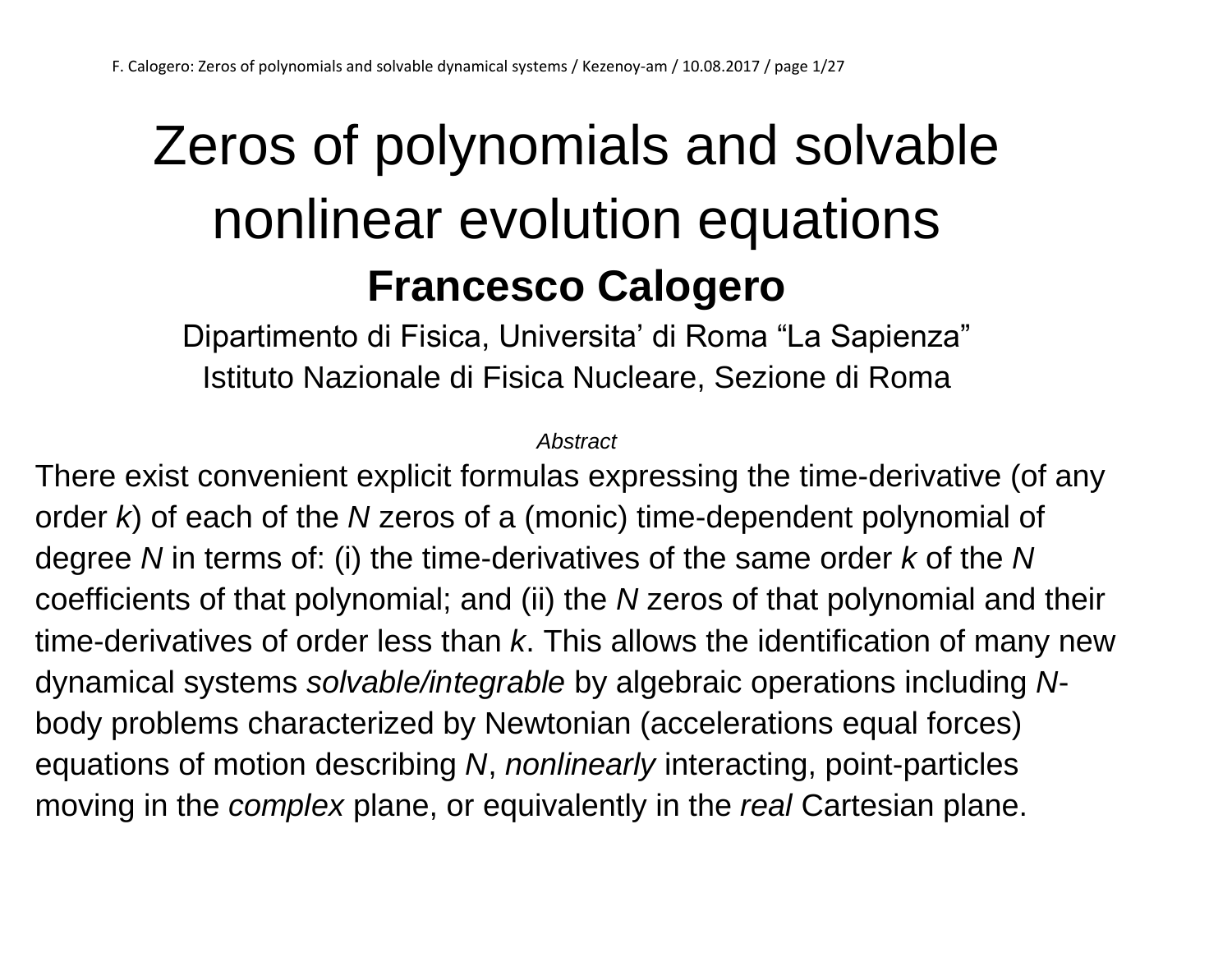# Zeros of polynomials and solvable nonlinear evolution equations

**Francesco Calogero**

Dipartimento di Fisica, Universita' di Roma "La Sapienza"
Istituto Nazionale di Fisica Nucleare, Sezione di Roma

*Abstract*

There exist convenient explicit formulas expressing the time-derivative (of any order $k$) of each of the $N$ zeros of a (monic) time-dependent polynomial of degree $N$ in terms of: (i) the time-derivatives of the same order $k$ of the $N$ coefficients of that polynomial; and (ii) the $N$ zeros of that polynomial and their time-derivatives of order less than $k$. This allows the identification of many new dynamical systems *solvable/integrable* by algebraic operations including $N$-body problems characterized by Newtonian (accelerations equal forces) equations of motion describing $N$, *nonlinearly* interacting, point-particles moving in the *complex* plane, or equivalently in the *real* Cartesian plane.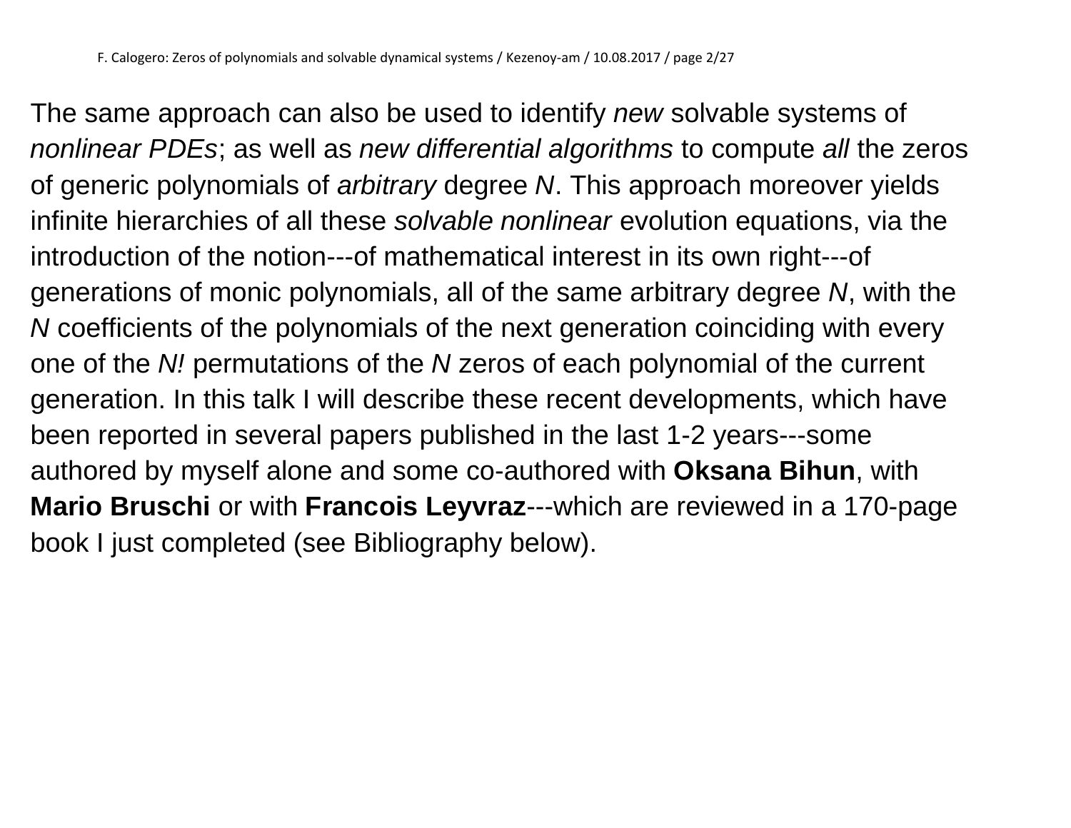The same approach can also be used to identify *new* solvable systems of *nonlinear PDEs*; as well as *new differential algorithms* to compute *all* the zeros of generic polynomials of *arbitrary* degree $N$. This approach moreover yields infinite hierarchies of all these *solvable nonlinear* evolution equations, via the introduction of the notion---of mathematical interest in its own right---of generations of monic polynomials, all of the same arbitrary degree $N$, with the $N$ coefficients of the polynomials of the next generation coinciding with every one of the $N!$ permutations of the $N$ zeros of each polynomial of the current generation. In this talk I will describe these recent developments, which have been reported in several papers published in the last 1-2 years---some authored by myself alone and some co-authored with **Oksana Bihun**, with **Mario Bruschi** or with **Francois Leyvraz**---which are reviewed in a 170-page book I just completed (see Bibliography below).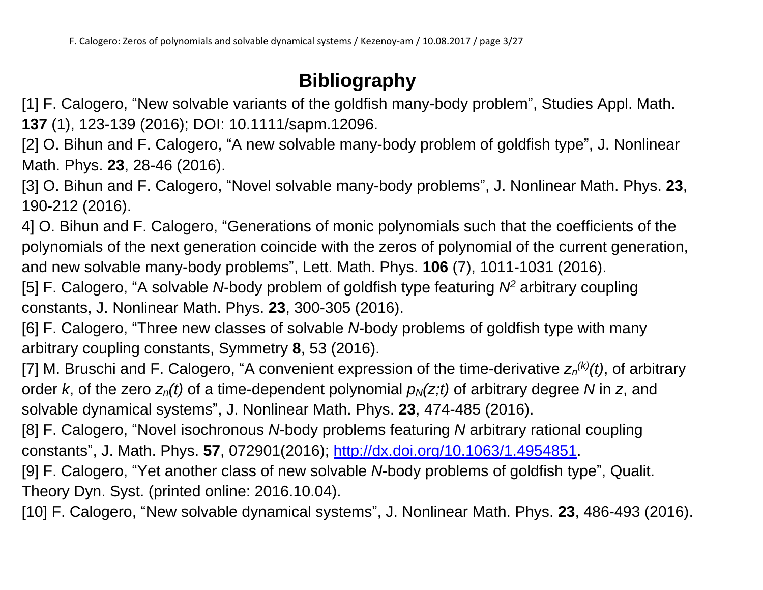# Bibliography

[1] F. Calogero, "New solvable variants of the goldfish many-body problem", Studies Appl. Math. **137** (1), 123-139 (2016); DOI: 10.1111/sapm.12096.

[2] O. Bihun and F. Calogero, "A new solvable many-body problem of goldfish type", J. Nonlinear Math. Phys. **23**, 28-46 (2016).

[3] O. Bihun and F. Calogero, "Novel solvable many-body problems", J. Nonlinear Math. Phys. **23**, 190-212 (2016).

4] O. Bihun and F. Calogero, "Generations of monic polynomials such that the coefficients of the polynomials of the next generation coincide with the zeros of polynomial of the current generation, and new solvable many-body problems", Lett. Math. Phys. **106** (7), 1011-1031 (2016).

[5] F. Calogero, "A solvable *N*-body problem of goldfish type featuring $N^2$ arbitrary coupling constants, J. Nonlinear Math. Phys. **23**, 300-305 (2016).

[6] F. Calogero, "Three new classes of solvable *N*-body problems of goldfish type with many arbitrary coupling constants, Symmetry **8**, 53 (2016).

[7] M. Bruschi and F. Calogero, "A convenient expression of the time-derivative $z_n^{(k)}(t)$, of arbitrary order $k$, of the zero $z_n(t)$ of a time-dependent polynomial $p_N(z;t)$ of arbitrary degree $N$ in $z$, and solvable dynamical systems", J. Nonlinear Math. Phys. **23**, 474-485 (2016).

[8] F. Calogero, "Novel isochronous *N*-body problems featuring *N* arbitrary rational coupling constants", J. Math. Phys. **57**, 072901(2016); http://dx.doi.org/10.1063/1.4954851.

[9] F. Calogero, "Yet another class of new solvable *N*-body problems of goldfish type", Qualit. Theory Dyn. Syst. (printed online: 2016.10.04).

[10] F. Calogero, "New solvable dynamical systems", J. Nonlinear Math. Phys. **23**, 486-493 (2016).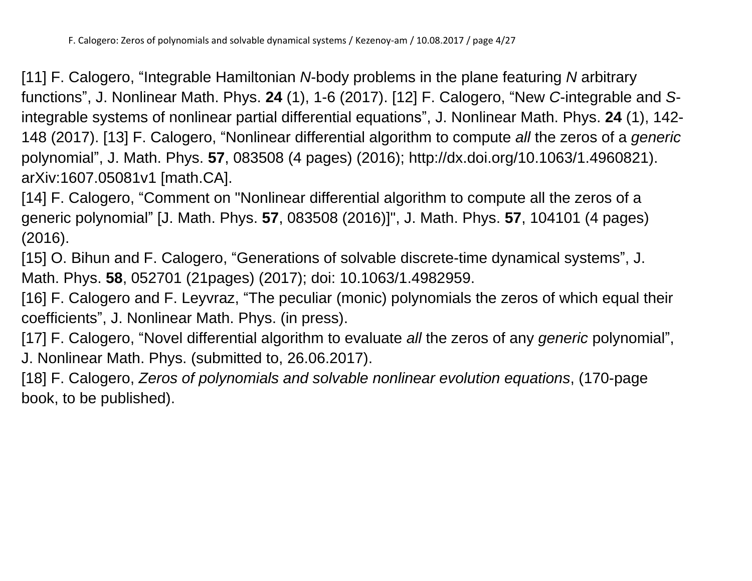[11] F. Calogero, “Integrable Hamiltonian *N*-body problems in the plane featuring *N* arbitrary functions”, J. Nonlinear Math. Phys. **24** (1), 1-6 (2017). [12] F. Calogero, “New *C*-integrable and *S*-integrable systems of nonlinear partial differential equations”, J. Nonlinear Math. Phys. **24** (1), 142-148 (2017). [13] F. Calogero, “Nonlinear differential algorithm to compute *all* the zeros of a *generic* polynomial”, J. Math. Phys. **57**, 083508 (4 pages) (2016); http://dx.doi.org/10.1063/1.4960821). arXiv:1607.05081v1 [math.CA].

[14] F. Calogero, “Comment on "Nonlinear differential algorithm to compute all the zeros of a generic polynomial” [J. Math. Phys. **57**, 083508 (2016)]", J. Math. Phys. **57**, 104101 (4 pages) (2016).

[15] O. Bihun and F. Calogero, “Generations of solvable discrete-time dynamical systems”, J. Math. Phys. **58**, 052701 (21pages) (2017); doi: 10.1063/1.4982959.

[16] F. Calogero and F. Leyvraz, “The peculiar (monic) polynomials the zeros of which equal their coefficients”, J. Nonlinear Math. Phys. (in press).

[17] F. Calogero, “Novel differential algorithm to evaluate *all* the zeros of any *generic* polynomial”, J. Nonlinear Math. Phys. (submitted to, 26.06.2017).

[18] F. Calogero, *Zeros of polynomials and solvable nonlinear evolution equations*, (170-page book, to be published).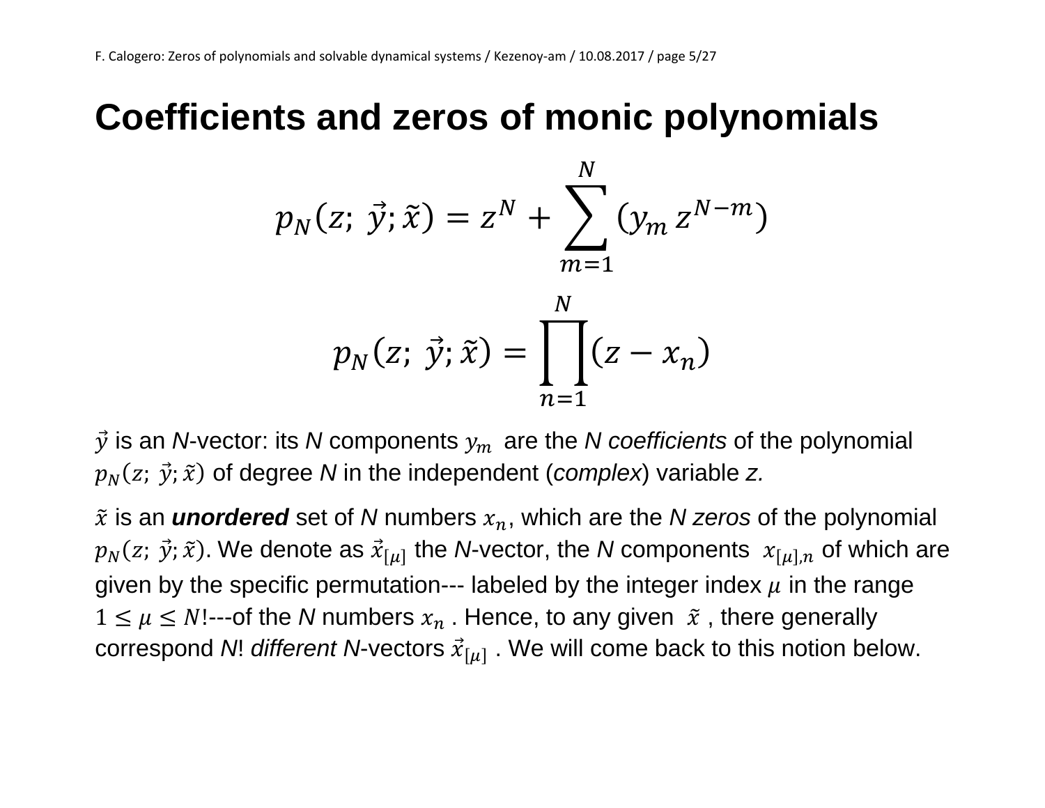# Coefficients and zeros of monic polynomials

$$p_N(z;\ \vec{y};\tilde{x}) = z^N + \sum_{m=1}^{N} (y_m\, z^{N-m})$$

$$p_N(z;\ \vec{y};\tilde{x}) = \prod_{n=1}^{N} (z - x_n)$$

$\vec{y}$ is an *N*-vector: its *N* components $y_m$ are the *N* *coefficients* of the polynomial $p_N(z;\ \vec{y};\tilde{x})$ of degree *N* in the independent (*complex*) variable *z.*

$\tilde{x}$ is an ***unordered*** set of *N* numbers $x_n$, which are the *N* *zeros* of the polynomial $p_N(z;\ \vec{y};\tilde{x})$. We denote as $\vec{x}_{[\mu]}$ the *N*-vector, the *N* components $x_{[\mu],n}$ of which are given by the specific permutation--- labeled by the integer index $\mu$ in the range $1 \leq \mu \leq N!$---of the *N* numbers $x_n$ . Hence, to any given $\tilde{x}$ , there generally correspond *N*! *different* *N*-vectors $\vec{x}_{[\mu]}$ . We will come back to this notion below.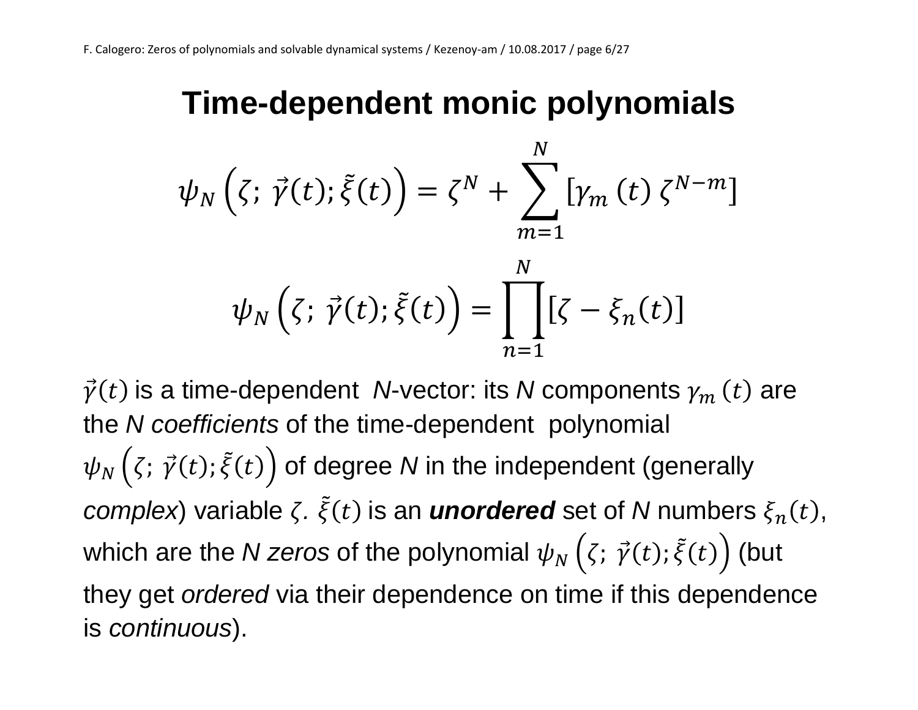# Time-dependent monic polynomials

$$\psi_N\left(\zeta;\ \vec{\gamma}(t); \tilde{\vec{\xi}}(t)\right) = \zeta^N + \sum_{m=1}^{N} [\gamma_m(t)\, \zeta^{N-m}]$$

$$\psi_N\left(\zeta;\ \vec{\gamma}(t); \tilde{\vec{\xi}}(t)\right) = \prod_{n=1}^{N} [\zeta - \xi_n(t)]$$

$\vec{\gamma}(t)$ is a time-dependent *N*-vector: its *N* components $\gamma_m(t)$ are the *N coefficients* of the time-dependent polynomial $\psi_N\left(\zeta;\ \vec{\gamma}(t); \tilde{\vec{\xi}}(t)\right)$ of degree *N* in the independent (generally *complex*) variable $\zeta$. $\tilde{\vec{\xi}}(t)$ is an ***unordered*** set of *N* numbers $\xi_n(t)$, which are the *N zeros* of the polynomial $\psi_N\left(\zeta;\ \vec{\gamma}(t); \tilde{\vec{\xi}}(t)\right)$ (but they get *ordered* via their dependence on time if this dependence is *continuous*).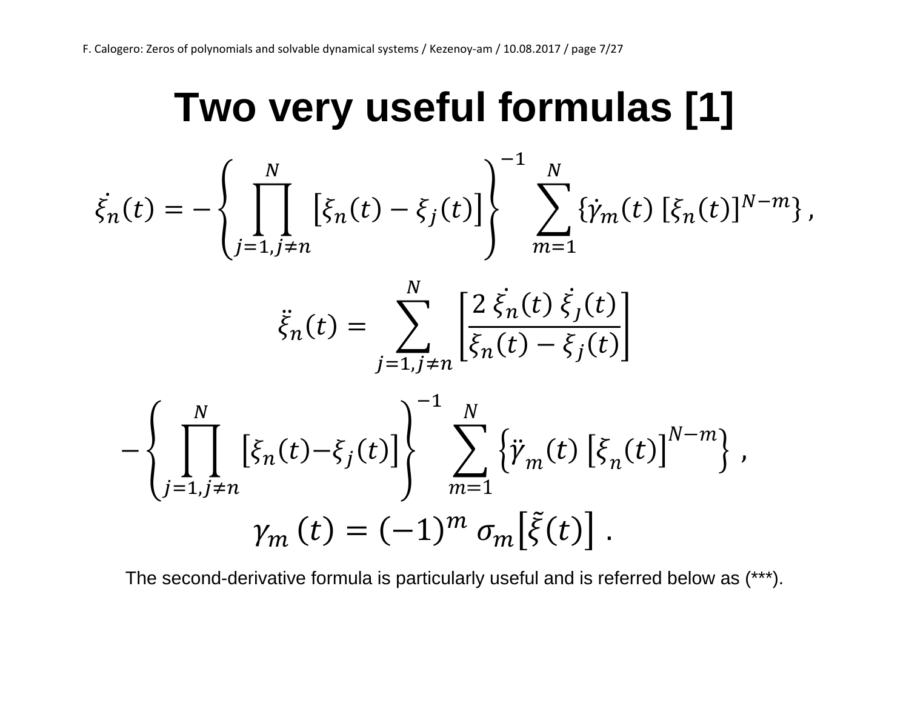# Two very useful formulas [1]

$$\dot{\xi}_n(t) = -\left\{ \prod_{j=1, j \neq n}^{N} \left[ \xi_n(t) - \xi_j(t) \right] \right\}^{-1} \sum_{m=1}^{N} \left\{ \dot{\gamma}_m(t) \left[ \xi_n(t) \right]^{N-m} \right\} ,$$

$$\ddot{\xi}_n(t) = \sum_{j=1, j \neq n}^{N} \left[ \frac{2\, \dot{\xi}_n(t)\, \dot{\xi}_j(t)}{\xi_n(t) - \xi_j(t)} \right]$$

$$-\left\{ \prod_{j=1, j \neq n}^{N} \left[ \xi_n(t) - \xi_j(t) \right] \right\}^{-1} \sum_{m=1}^{N} \left\{ \ddot{\gamma}_m(t) \left[ \xi_n(t) \right]^{N-m} \right\} ,$$

$$\gamma_m(t) = (-1)^m \, \sigma_m \left[ \tilde{\xi}(t) \right] .$$

The second-derivative formula is particularly useful and is referred below as (***).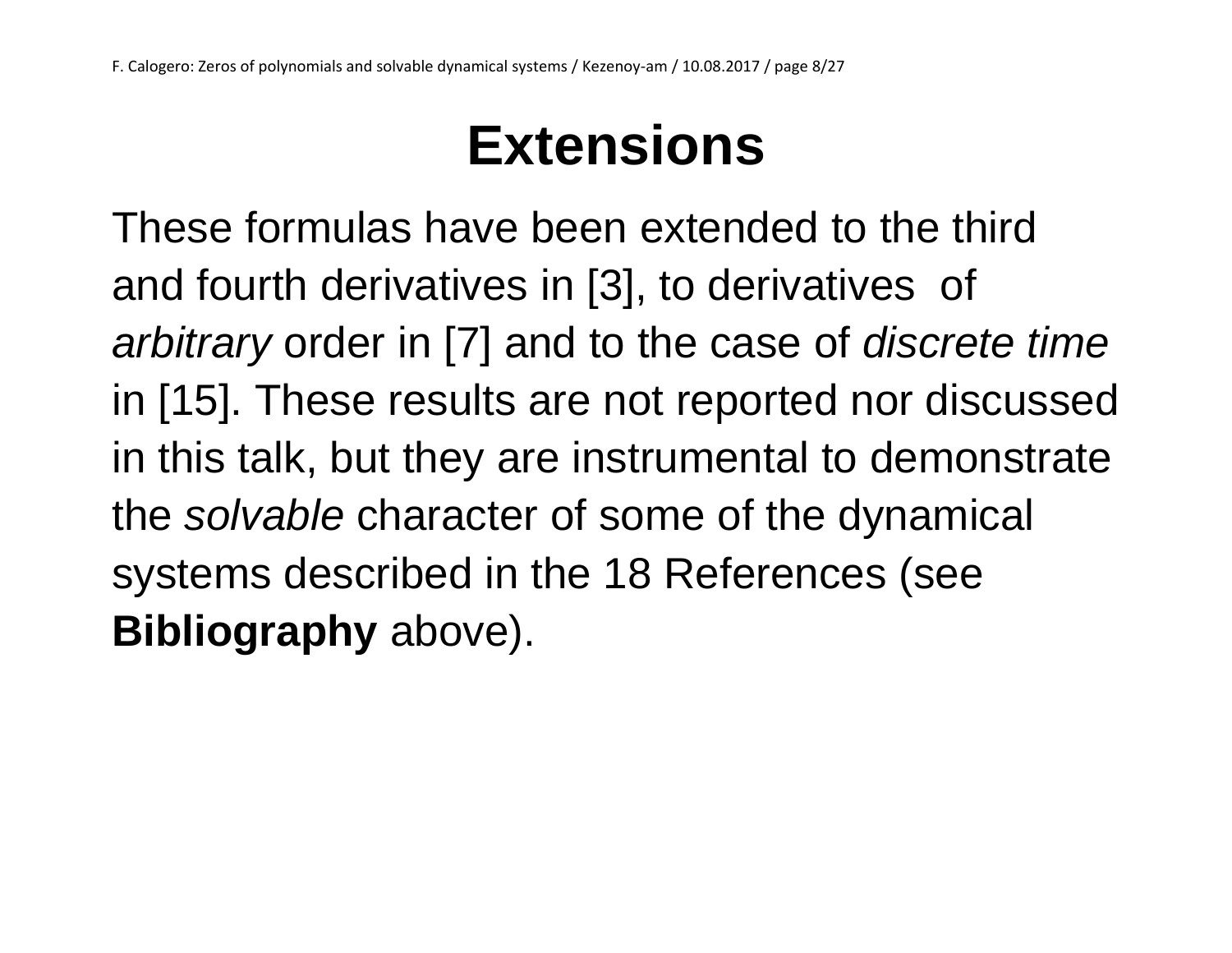# Extensions

These formulas have been extended to the third and fourth derivatives in [3], to derivatives of *arbitrary* order in [7] and to the case of *discrete time* in [15]. These results are not reported nor discussed in this talk, but they are instrumental to demonstrate the *solvable* character of some of the dynamical systems described in the 18 References (see **Bibliography** above).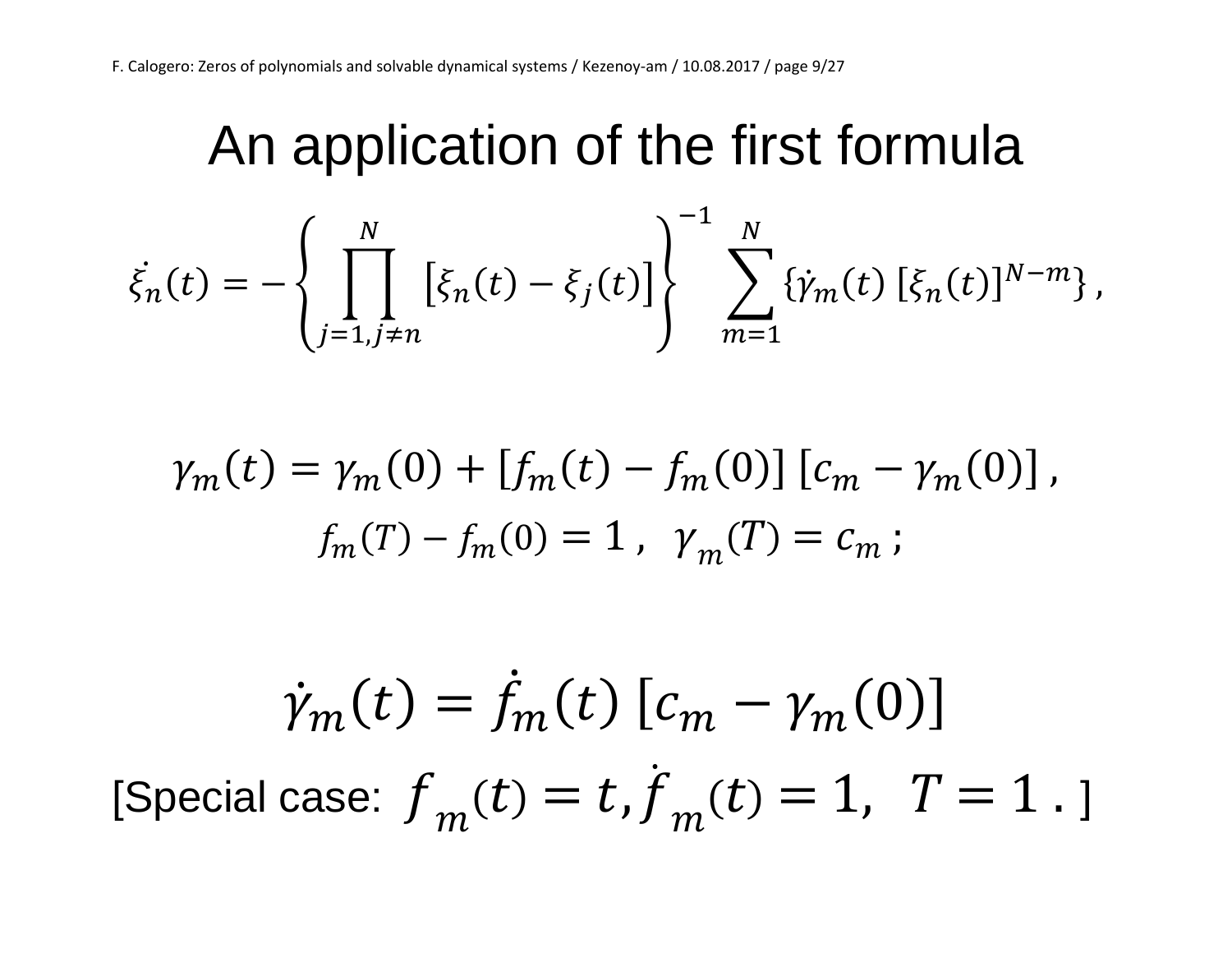# An application of the first formula

$$\dot{\xi}_n(t) = -\left\{\prod_{j=1, j\neq n}^{N}\left[\xi_n(t) - \xi_j(t)\right]\right\}^{-1} \sum_{m=1}^{N}\{\dot{\gamma}_m(t)\,[\xi_n(t)]^{N-m}\}\,,$$

$$\gamma_m(t) = \gamma_m(0) + [f_m(t) - f_m(0)]\,[c_m - \gamma_m(0)]\,,$$

$$f_m(T) - f_m(0) = 1\,,\;\; \gamma_m(T) = c_m\,;$$

$$\dot{\gamma}_m(t) = \dot{f}_m(t)\,[c_m - \gamma_m(0)]$$

[Special case: $f_m(t) = t, \dot{f}_m(t) = 1, \;\; T = 1$ . ]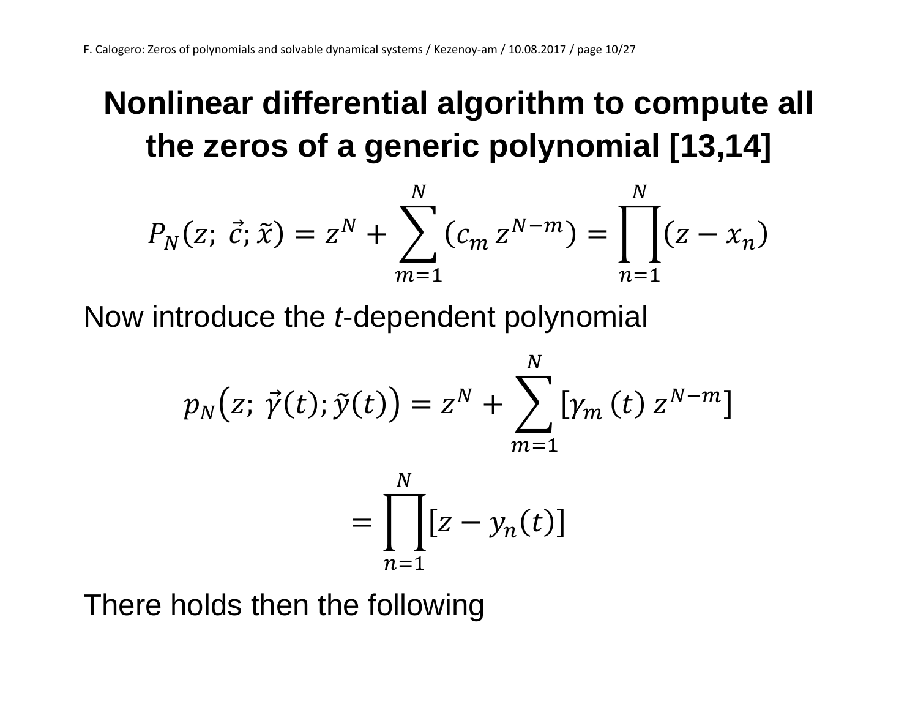# Nonlinear differential algorithm to compute all the zeros of a generic polynomial [13,14]

$$P_N(z;\ \vec{c};\tilde{x}) = z^N + \sum_{m=1}^{N} (c_m\, z^{N-m}) = \prod_{n=1}^{N} (z - x_n)$$

Now introduce the *t*-dependent polynomial

$$p_N\big(z;\ \vec{\gamma}(t);\tilde{y}(t)\big) = z^N + \sum_{m=1}^{N} [\gamma_m\,(t)\, z^{N-m}]$$

$$= \prod_{n=1}^{N} [z - y_n(t)]$$

There holds then the following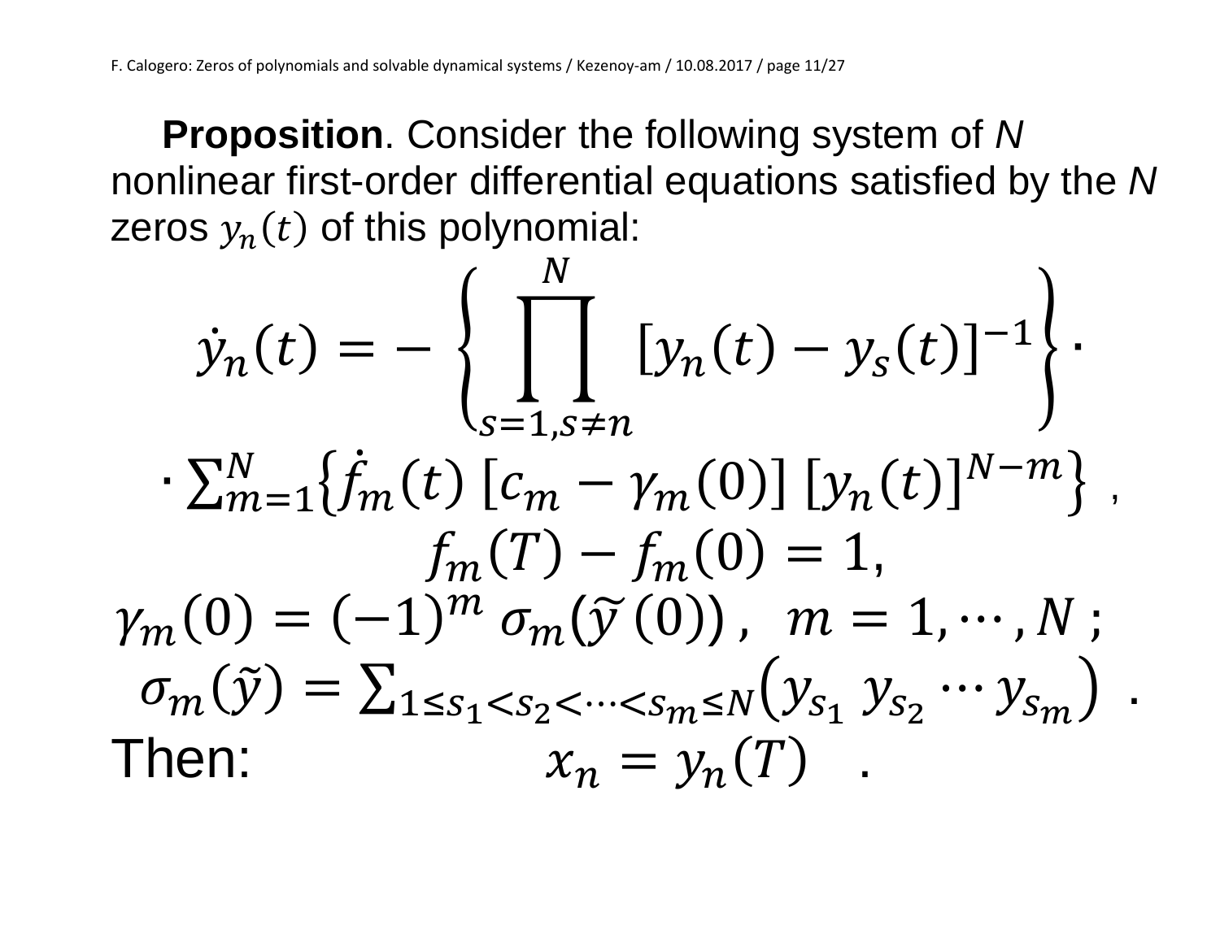**Proposition**. Consider the following system of $N$ nonlinear first-order differential equations satisfied by the $N$ zeros $y_n(t)$ of this polynomial:

$$\dot{y}_n(t) = -\left\{ \prod_{s=1, s\neq n}^{N} [y_n(t) - y_s(t)]^{-1} \right\} \cdot$$

$$\cdot \sum_{m=1}^{N} \left\{ \dot{f}_m(t) \, [c_m - \gamma_m(0)] \, [y_n(t)]^{N-m} \right\} \; ,$$

$$f_m(T) - f_m(0) = 1,$$

$$\gamma_m(0) = (-1)^m \, \sigma_m(\tilde{y}\,(0)) \; , \quad m = 1, \cdots, N \; ;$$

$$\sigma_m(\tilde{y}) = \sum\nolimits_{1 \leq s_1 < s_2 < \cdots < s_m \leq N} \left( y_{s_1} \, y_{s_2} \cdots y_{s_m} \right) \; .$$

Then: $$x_n = y_n(T) \quad .$$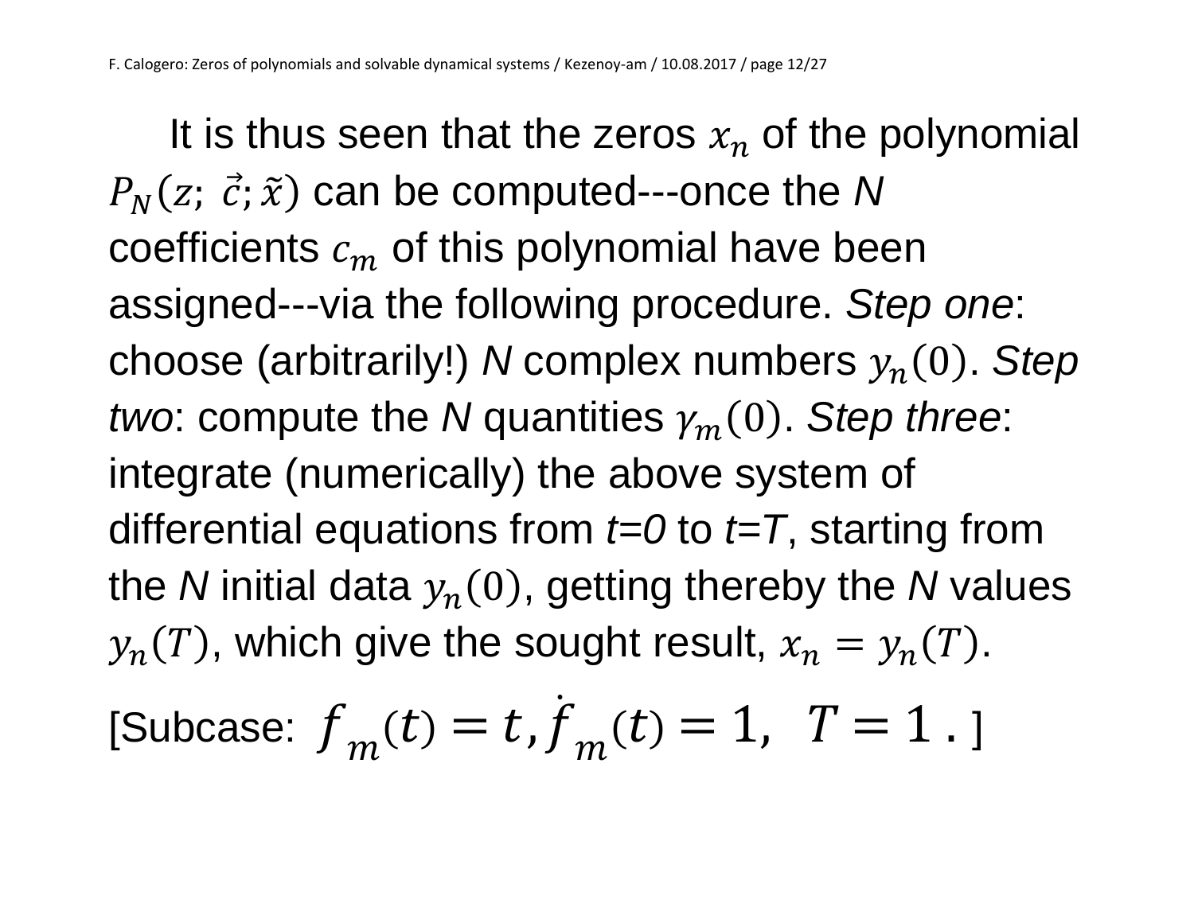It is thus seen that the zeros $x_n$ of the polynomial $P_N(z;\ \vec{c}; \tilde{x})$ can be computed---once the *N* coefficients $c_m$ of this polynomial have been assigned---via the following procedure. *Step one*: choose (arbitrarily!) *N* complex numbers $y_n(0)$. *Step two*: compute the *N* quantities $\gamma_m(0)$. *Step three*: integrate (numerically) the above system of differential equations from *t=0* to *t=T*, starting from the *N* initial data $y_n(0)$, getting thereby the *N* values $y_n(T)$, which give the sought result, $x_n = y_n(T)$.

[Subcase: $f_m(t) = t, \dot{f}_m(t) = 1,\ \ T = 1$ . ]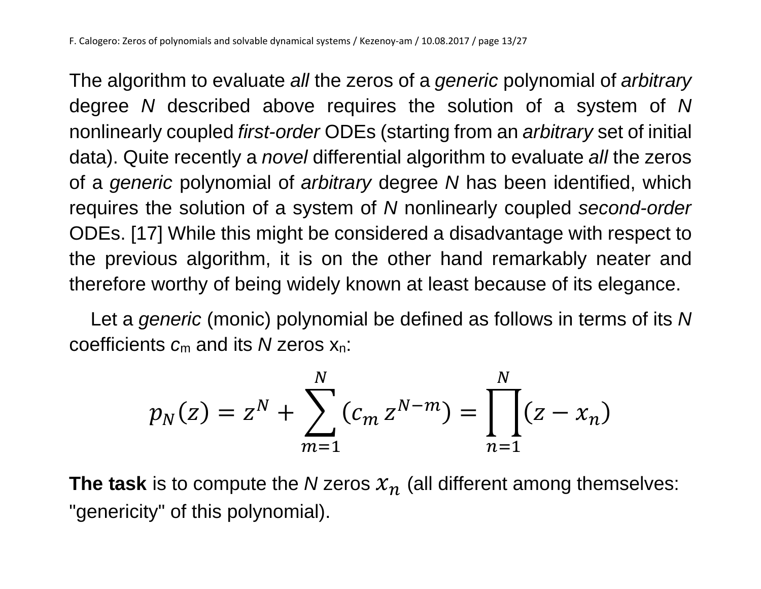The algorithm to evaluate *all* the zeros of a *generic* polynomial of *arbitrary* degree *N* described above requires the solution of a system of *N* nonlinearly coupled *first-order* ODEs (starting from an *arbitrary* set of initial data). Quite recently a *novel* differential algorithm to evaluate *all* the zeros of a *generic* polynomial of *arbitrary* degree *N* has been identified, which requires the solution of a system of *N* nonlinearly coupled *second-order* ODEs. [17] While this might be considered a disadvantage with respect to the previous algorithm, it is on the other hand remarkably neater and therefore worthy of being widely known at least because of its elegance.

Let a *generic* (monic) polynomial be defined as follows in terms of its *N* coefficients $c_m$ and its *N* zeros $x_n$:

$$p_N(z) = z^N + \sum_{m=1}^{N} (c_m \, z^{N-m}) = \prod_{n=1}^{N} (z - x_n)$$

**The task** is to compute the *N* zeros $x_n$ (all different among themselves: "genericity" of this polynomial).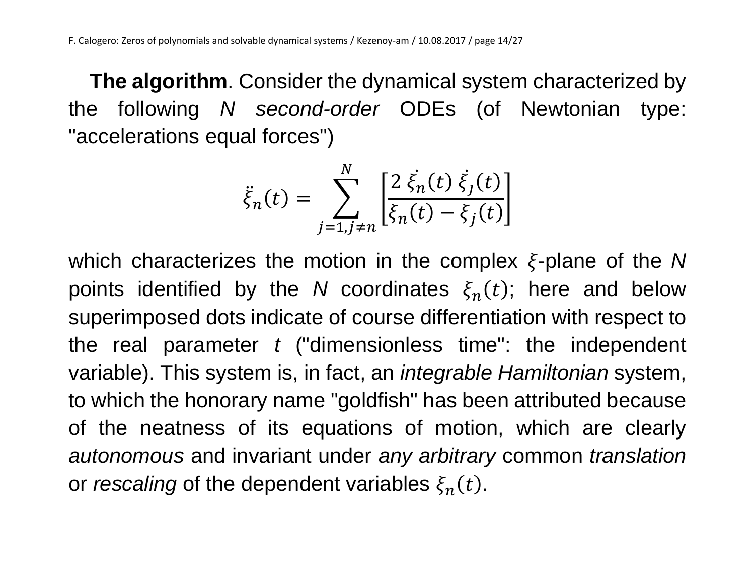**The algorithm**. Consider the dynamical system characterized by the following *N second-order* ODEs (of Newtonian type: "accelerations equal forces")

$$\ddot{\xi}_n(t) = \sum_{j=1, j \neq n}^{N} \left[ \frac{2\, \dot{\xi}_n(t)\, \dot{\xi}_j(t)}{\xi_n(t) - \xi_j(t)} \right]$$

which characterizes the motion in the complex $\xi$-plane of the *N* points identified by the *N* coordinates $\xi_n(t)$; here and below superimposed dots indicate of course differentiation with respect to the real parameter *t* ("dimensionless time": the independent variable). This system is, in fact, an *integrable Hamiltonian* system, to which the honorary name "goldfish" has been attributed because of the neatness of its equations of motion, which are clearly *autonomous* and invariant under *any arbitrary* common *translation* or *rescaling* of the dependent variables $\xi_n(t)$.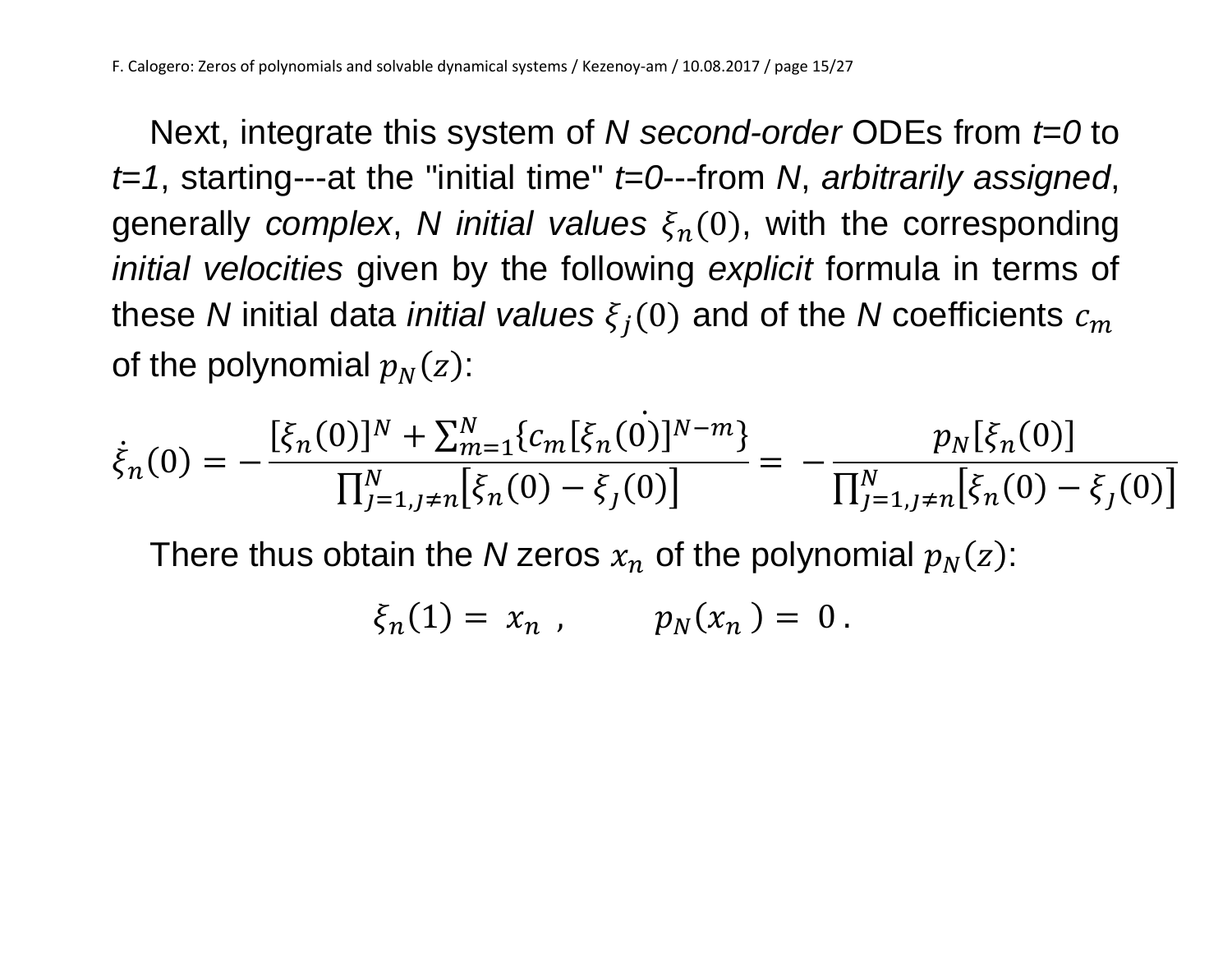Next, integrate this system of $N$ *second-order* ODEs from $t=0$ to $t=1$, starting---at the "initial time" $t=0$---from $N$, *arbitrarily assigned*, generally *complex*, $N$ *initial values* $\xi_n(0)$, with the corresponding *initial velocities* given by the following *explicit* formula in terms of these $N$ initial data *initial values* $\xi_j(0)$ and of the $N$ coefficients $c_m$ of the polynomial $p_N(z)$:

$$\dot{\xi}_n(0) = -\frac{[\xi_n(0)]^N + \sum_{m=1}^{N}\{c_m[\xi_n(\dot{0})]^{N-m}\}}{\prod_{J=1,J\neq n}^{N}\left[\xi_n(0) - \xi_J(0)\right]} = -\frac{p_N[\xi_n(0)]}{\prod_{J=1,J\neq n}^{N}\left[\xi_n(0) - \xi_J(0)\right]}$$

There thus obtain the $N$ zeros $x_n$ of the polynomial $p_N(z)$:

$$\xi_n(1) = x_n \ , \qquad p_N(x_n) = 0 \, .$$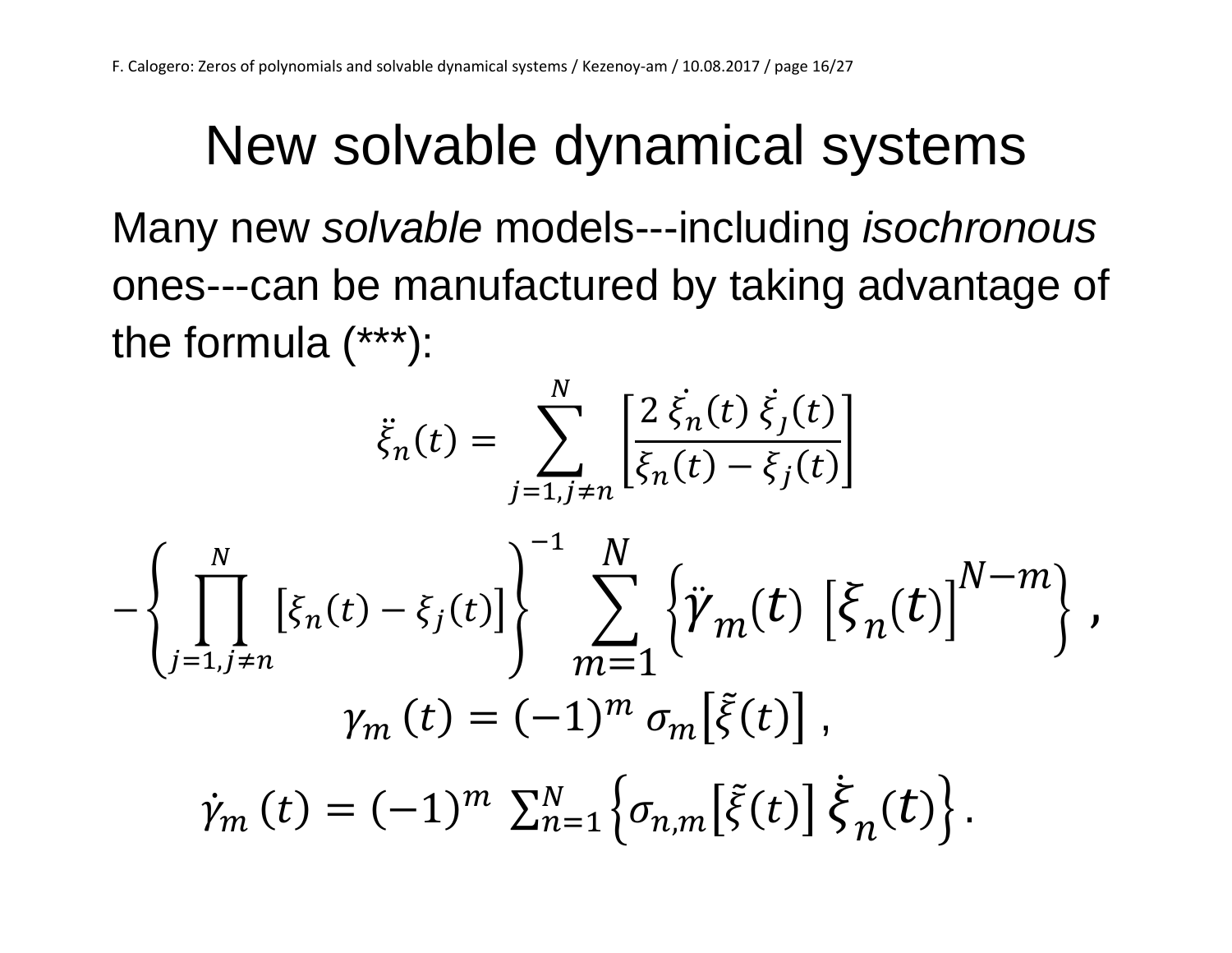# New solvable dynamical systems

Many new *solvable* models---including *isochronous* ones---can be manufactured by taking advantage of the formula (***):

$$\ddot{\xi}_n(t) = \sum_{j=1, j \neq n}^{N} \left[ \frac{2\, \dot{\xi}_n(t)\, \dot{\xi}_j(t)}{\xi_n(t) - \xi_j(t)} \right]$$

$$- \left\{ \prod_{j=1, j \neq n}^{N} \left[ \xi_n(t) - \xi_j(t) \right] \right\}^{-1} \sum_{m=1}^{N} \left\{ \ddot{\gamma}_m(t) \left[ \xi_n(t) \right]^{N-m} \right\} ,$$

$$\gamma_m(t) = (-1)^m \, \sigma_m\left[ \tilde{\xi}(t) \right] ,$$

$$\dot{\gamma}_m(t) = (-1)^m \sum_{n=1}^{N} \left\{ \sigma_{n,m}\left[ \tilde{\xi}(t) \right] \dot{\xi}_n(t) \right\} .$$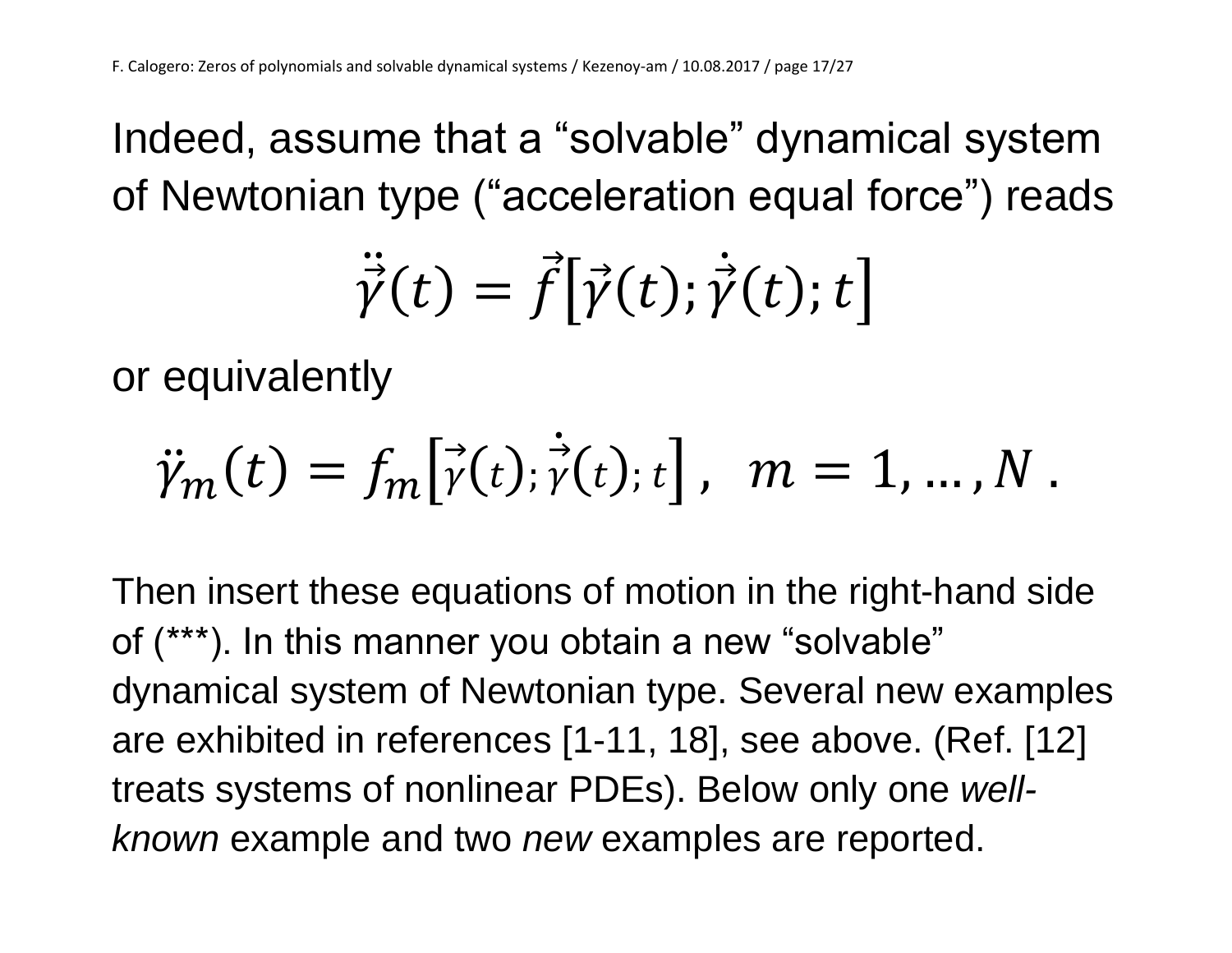Indeed, assume that a “solvable” dynamical system of Newtonian type (“acceleration equal force”) reads

$$\ddot{\vec{\gamma}}(t) = \vec{f}\left[\vec{\gamma}(t); \dot{\vec{\gamma}}(t); t\right]$$

or equivalently

$$\ddot{\gamma}_m(t) = f_m\left[\vec{\gamma}(t); \dot{\vec{\gamma}}(t); t\right], \quad m = 1, \dots, N \,.$$

Then insert these equations of motion in the right-hand side of (***). In this manner you obtain a new “solvable” dynamical system of Newtonian type. Several new examples are exhibited in references [1-11, 18], see above. (Ref. [12] treats systems of nonlinear PDEs). Below only one *well-known* example and two *new* examples are reported.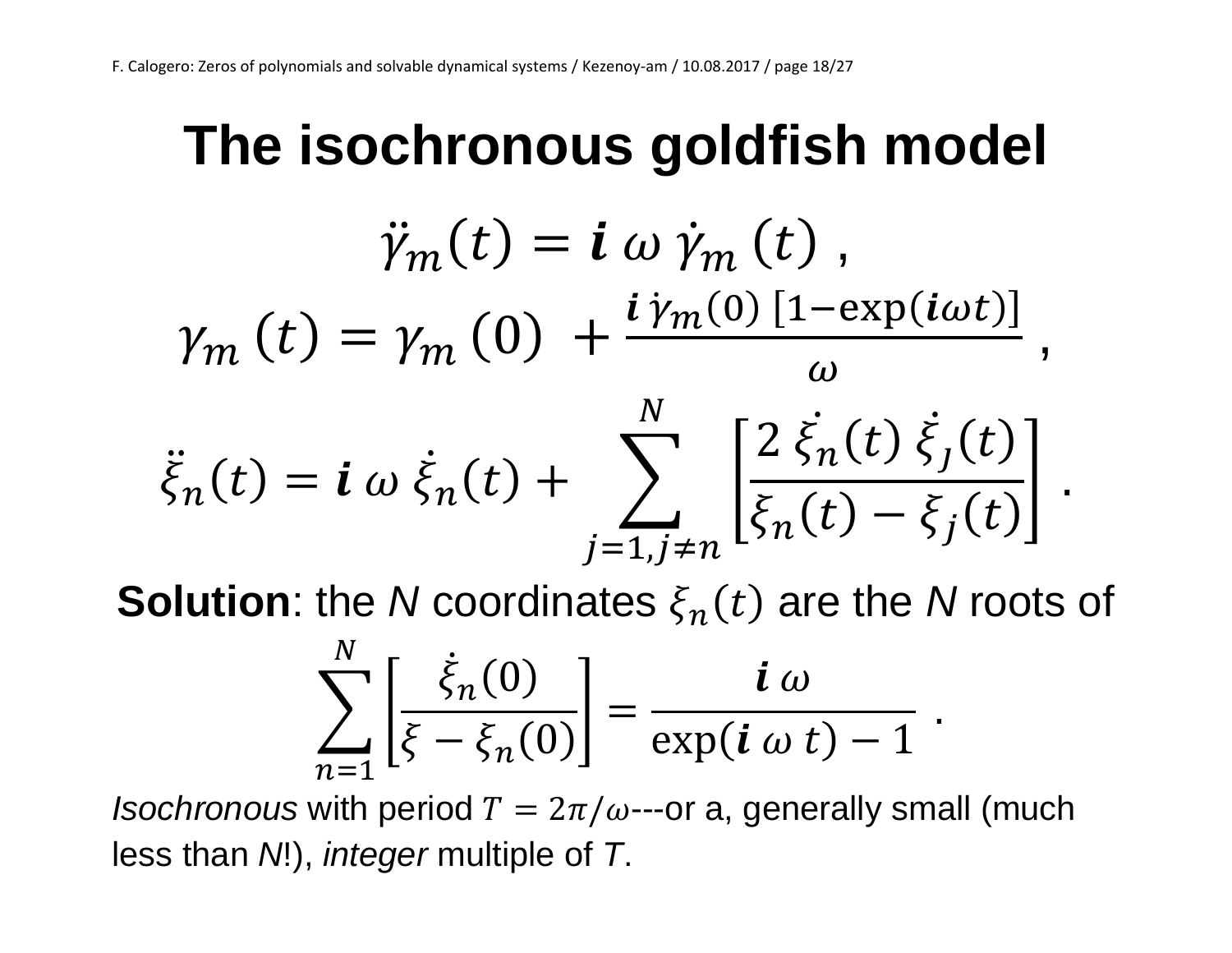# The isochronous goldfish model

$$\ddot{\gamma}_m(t) = \boldsymbol{i}\,\omega\,\dot{\gamma}_m(t)\ ,$$

$$\gamma_m(t) = \gamma_m(0) + \frac{\boldsymbol{i}\,\dot{\gamma}_m(0)\,[1-\exp(\boldsymbol{i}\omega t)]}{\omega}\ ,$$

$$\ddot{\xi}_n(t) = \boldsymbol{i}\,\omega\,\dot{\xi}_n(t) + \sum_{j=1, j\neq n}^{N}\left[\frac{2\,\dot{\xi}_n(t)\,\dot{\xi}_j(t)}{\xi_n(t)-\xi_j(t)}\right].$$

**Solution**: the *N* coordinates $\xi_n(t)$ are the *N* roots of

$$\sum_{n=1}^{N}\left[\frac{\dot{\xi}_n(0)}{\xi-\xi_n(0)}\right] = \frac{\boldsymbol{i}\,\omega}{\exp(\boldsymbol{i}\,\omega\,t)-1}\ .$$

*Isochronous* with period $T = 2\pi/\omega$---or a, generally small (much less than *N*!), *integer* multiple of *T*.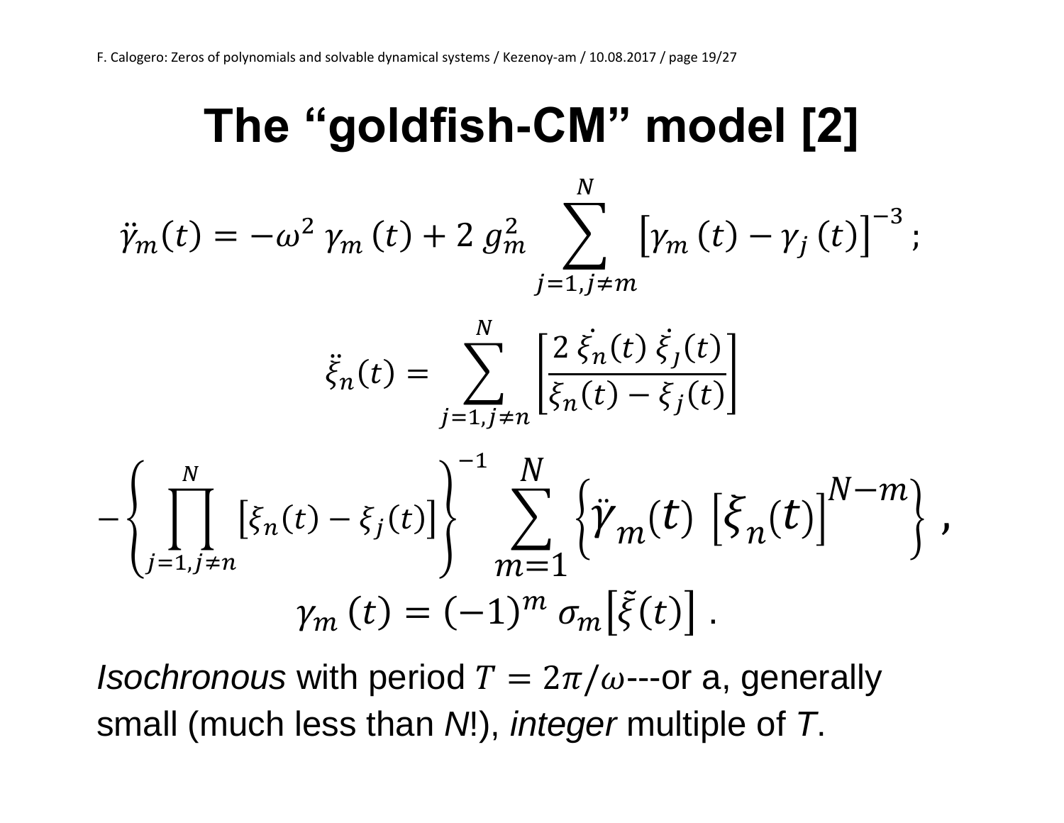# The "goldfish-CM" model [2]

$$\ddot{\gamma}_m(t) = -\omega^2 \, \gamma_m(t) + 2 \, g_m^2 \sum_{j=1, j \neq m}^{N} \left[\gamma_m(t) - \gamma_j(t)\right]^{-3} ;$$

$$\ddot{\xi}_n(t) = \sum_{j=1, j \neq n}^{N} \left[\frac{2 \, \dot{\xi}_n(t) \, \dot{\xi}_j(t)}{\xi_n(t) - \xi_j(t)}\right]$$

$$- \left\{ \prod_{j=1, j \neq n}^{N} \left[\xi_n(t) - \xi_j(t)\right] \right\}^{-1} \sum_{m=1}^{N} \left\{ \ddot{\gamma}_m(t) \, \left[\xi_n(t)\right]^{N-m} \right\} ,$$

$$\gamma_m(t) = (-1)^m \, \sigma_m\left[\tilde{\xi}(t)\right] .$$

*Isochronous* with period $T = 2\pi/\omega$---or a, generally small (much less than *N*!), *integer* multiple of *T*.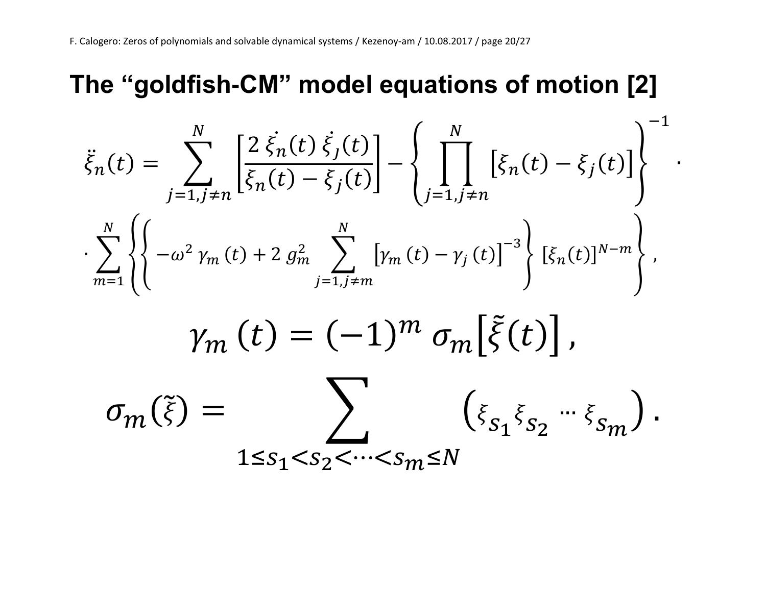# The "goldfish-CM" model equations of motion [2]

$$\ddot{\xi}_n(t) = \sum_{j=1, j\neq n}^{N} \left[ \frac{2\,\dot{\xi}_n(t)\,\dot{\xi}_j(t)}{\xi_n(t) - \xi_j(t)} \right] - \left\{ \prod_{j=1, j\neq n}^{N} \left[ \xi_n(t) - \xi_j(t) \right] \right\}^{-1} \cdot$$

$$\cdot \sum_{m=1}^{N} \left\{ \left\{ -\omega^2\, \gamma_m\,(t) + 2\, g_m^2 \sum_{j=1, j\neq m}^{N} \left[ \gamma_m\,(t) - \gamma_j\,(t) \right]^{-3} \right\} \left[ \xi_n(t) \right]^{N-m} \right\},$$

$$\gamma_m\,(t) = (-1)^m\, \sigma_m\left[ \tilde{\xi}(t) \right],$$

$$\sigma_m(\tilde{\xi}) = \sum_{1 \leq s_1 < s_2 < \cdots < s_m \leq N} \left( \xi_{s_1} \xi_{s_2} \cdots \xi_{s_m} \right).$$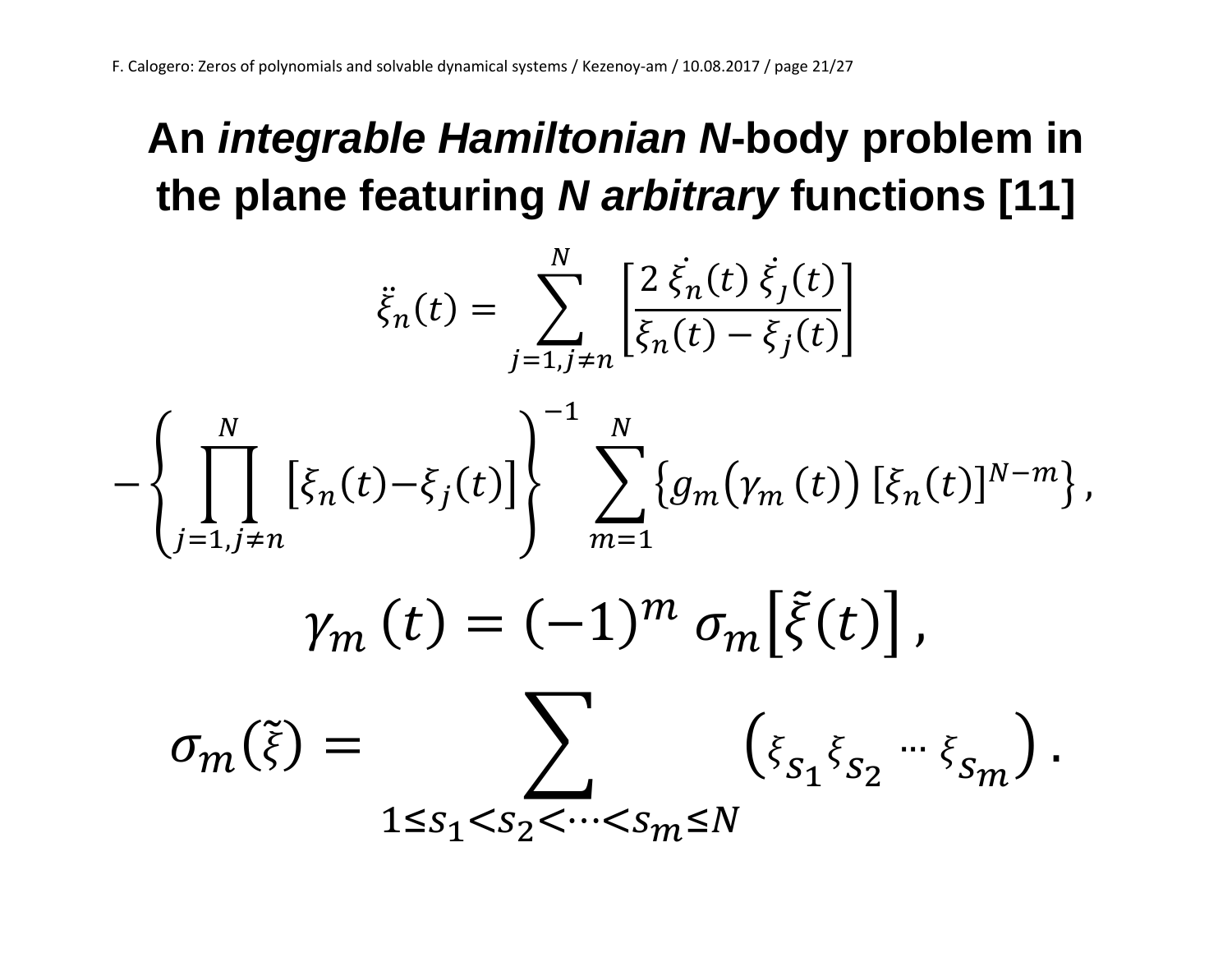# An *integrable Hamiltonian N*-body problem in the plane featuring *N arbitrary* functions [11]

$$\ddot{\xi}_n(t) = \sum_{j=1, j\neq n}^{N} \left[ \frac{2\,\dot{\xi}_n(t)\,\dot{\xi}_j(t)}{\xi_n(t) - \xi_j(t)} \right]$$

$$- \left\{ \prod_{j=1, j\neq n}^{N} \left[ \xi_n(t) - \xi_j(t) \right] \right\}^{-1} \sum_{m=1}^{N} \left\{ g_m\big(\gamma_m\,(t)\big)\,[\xi_n(t)]^{N-m} \right\},$$

$$\gamma_m\,(t) = (-1)^m\,\sigma_m\big[\tilde{\xi}(t)\big]\,,$$

$$\sigma_m(\tilde{\xi}) = \sum_{1\leq s_1 < s_2 < \cdots < s_m \leq N} \left( \xi_{s_1} \xi_{s_2} \cdots \xi_{s_m} \right).$$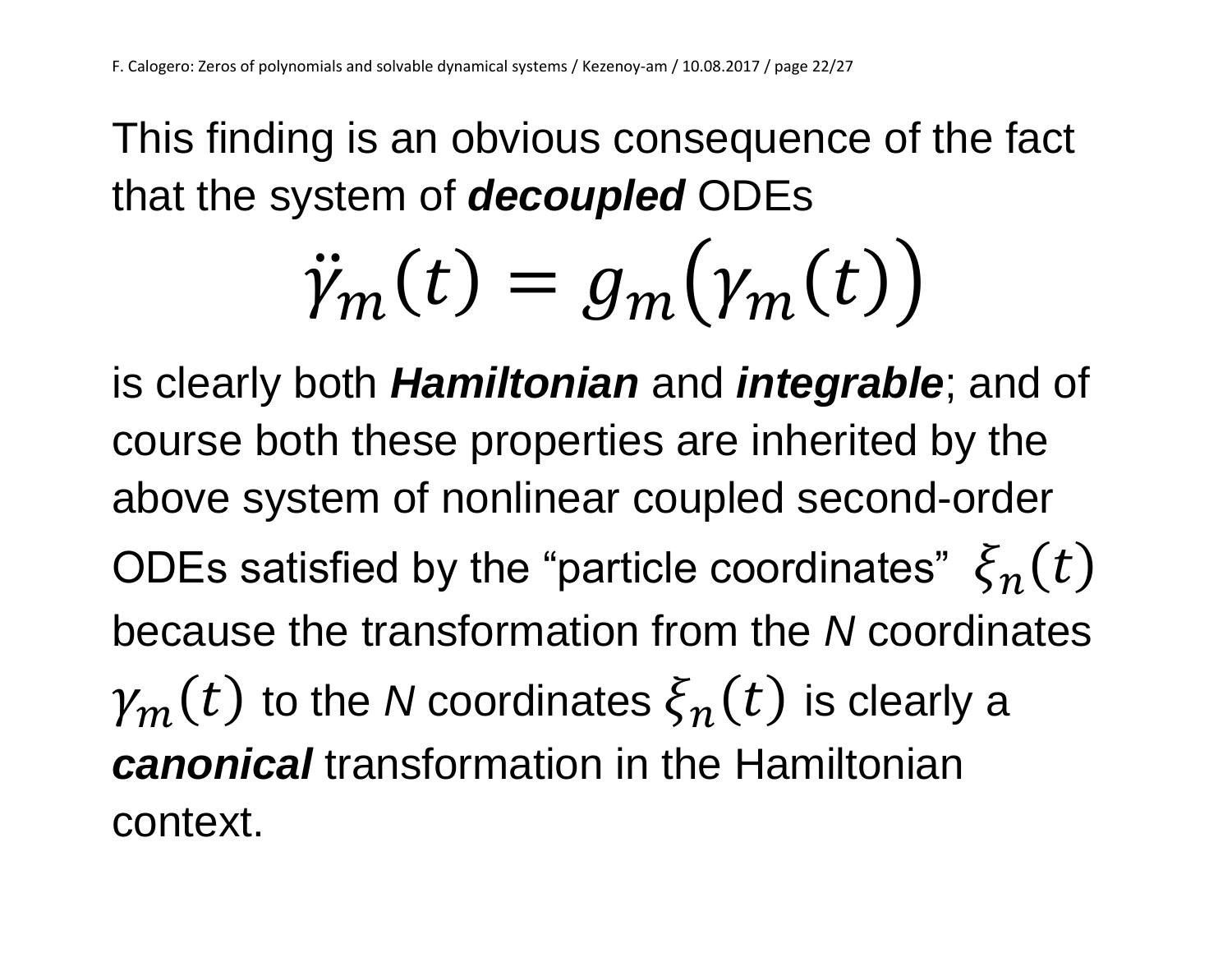This finding is an obvious consequence of the fact that the system of ***decoupled*** ODEs

$$\ddot{\gamma}_m(t) = g_m\big(\gamma_m(t)\big)$$

is clearly both ***Hamiltonian*** and ***integrable***; and of course both these properties are inherited by the above system of nonlinear coupled second-order ODEs satisfied by the "particle coordinates" $\xi_n(t)$ because the transformation from the *N* coordinates $\gamma_m(t)$ to the *N* coordinates $\xi_n(t)$ is clearly a ***canonical*** transformation in the Hamiltonian context.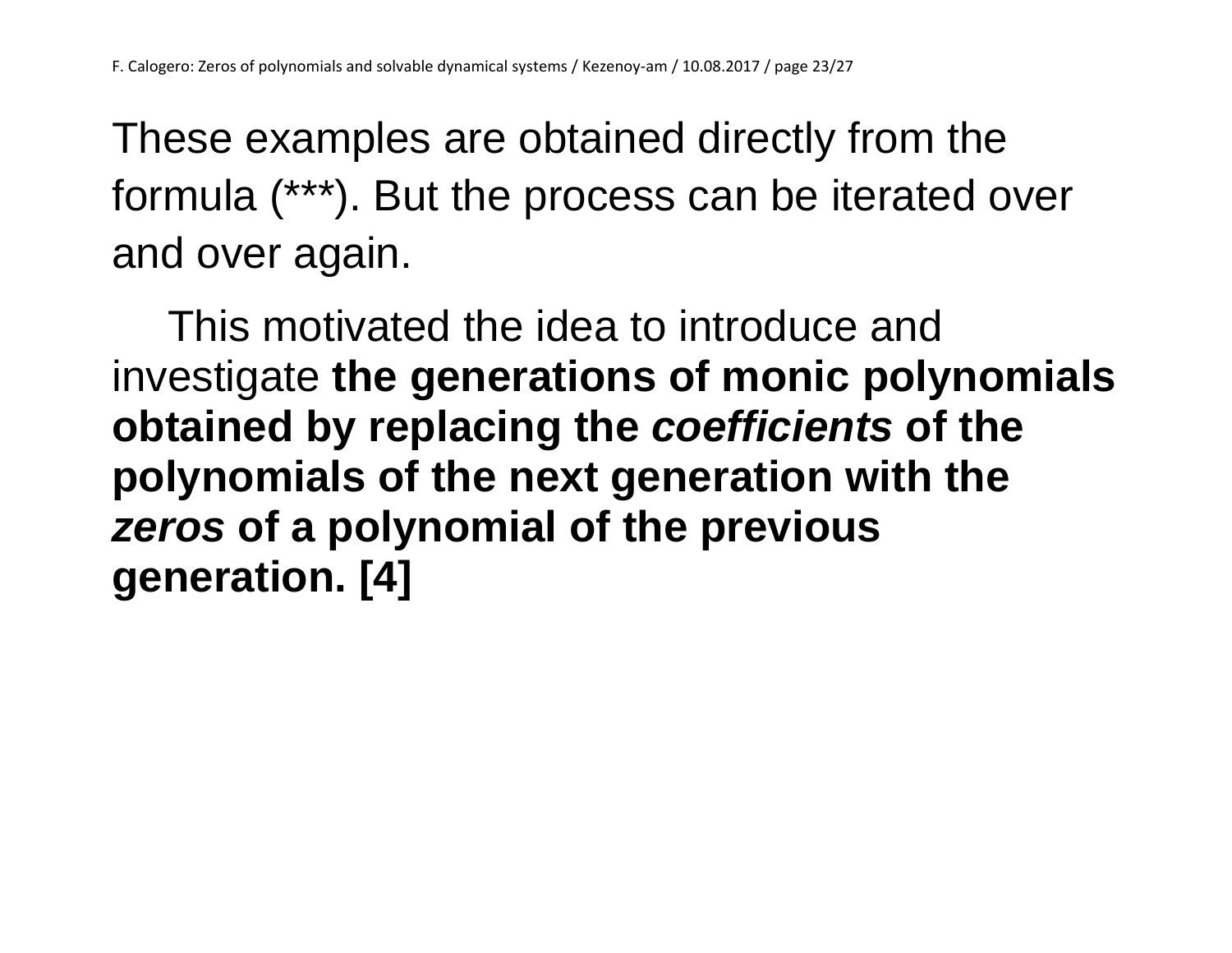These examples are obtained directly from the formula (***). But the process can be iterated over and over again.

This motivated the idea to introduce and investigate **the generations of monic polynomials obtained by replacing the *coefficients* of the polynomials of the next generation with the *zeros* of a polynomial of the previous generation. [4]**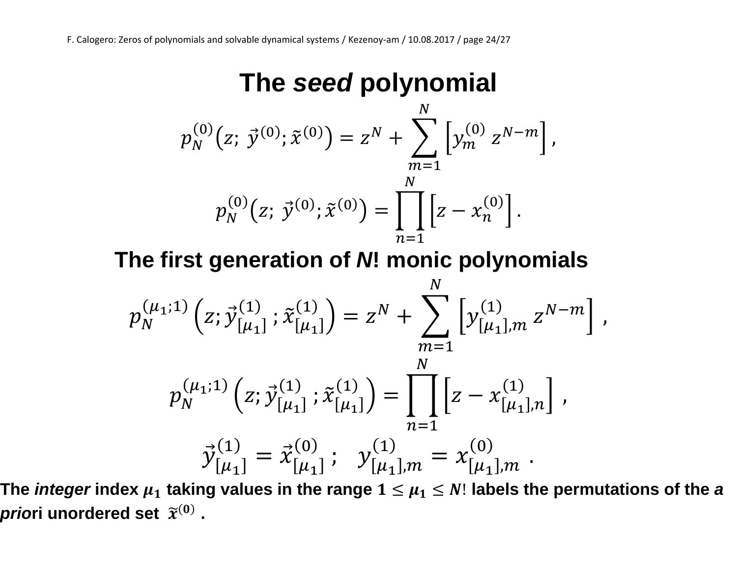# The *seed* polynomial

$$p_N^{(0)}\left(z;\ \vec{y}^{(0)};\tilde{x}^{(0)}\right) = z^N + \sum_{m=1}^{N}\left[y_m^{(0)}\ z^{N-m}\right],$$

$$p_N^{(0)}\left(z;\ \vec{y}^{(0)};\tilde{x}^{(0)}\right) = \prod_{n=1}^{N}\left[z - x_n^{(0)}\right].$$

# The first generation of *N*! monic polynomials

$$p_N^{(\mu_1;1)}\left(z;\vec{y}_{[\mu_1]}^{(1)}\,;\tilde{x}_{[\mu_1]}^{(1)}\right) = z^N + \sum_{m=1}^{N}\left[y_{[\mu_1],m}^{(1)}\ z^{N-m}\right],$$

$$p_N^{(\mu_1;1)}\left(z;\vec{y}_{[\mu_1]}^{(1)}\,;\tilde{x}_{[\mu_1]}^{(1)}\right) = \prod_{n=1}^{N}\left[z - x_{[\mu_1],n}^{(1)}\right],$$

$$\vec{y}_{[\mu_1]}^{(1)} = \vec{x}_{[\mu_1]}^{(0)}\,;\quad y_{[\mu_1],m}^{(1)} = x_{[\mu_1],m}^{(0)}\ .$$

**The *integer* index $\boldsymbol{\mu_1}$ taking values in the range $1 \le \boldsymbol{\mu_1} \le N!$ labels the permutations of the *a priori* unordered set $\tilde{\boldsymbol{x}}^{(\mathbf{0})}$ .**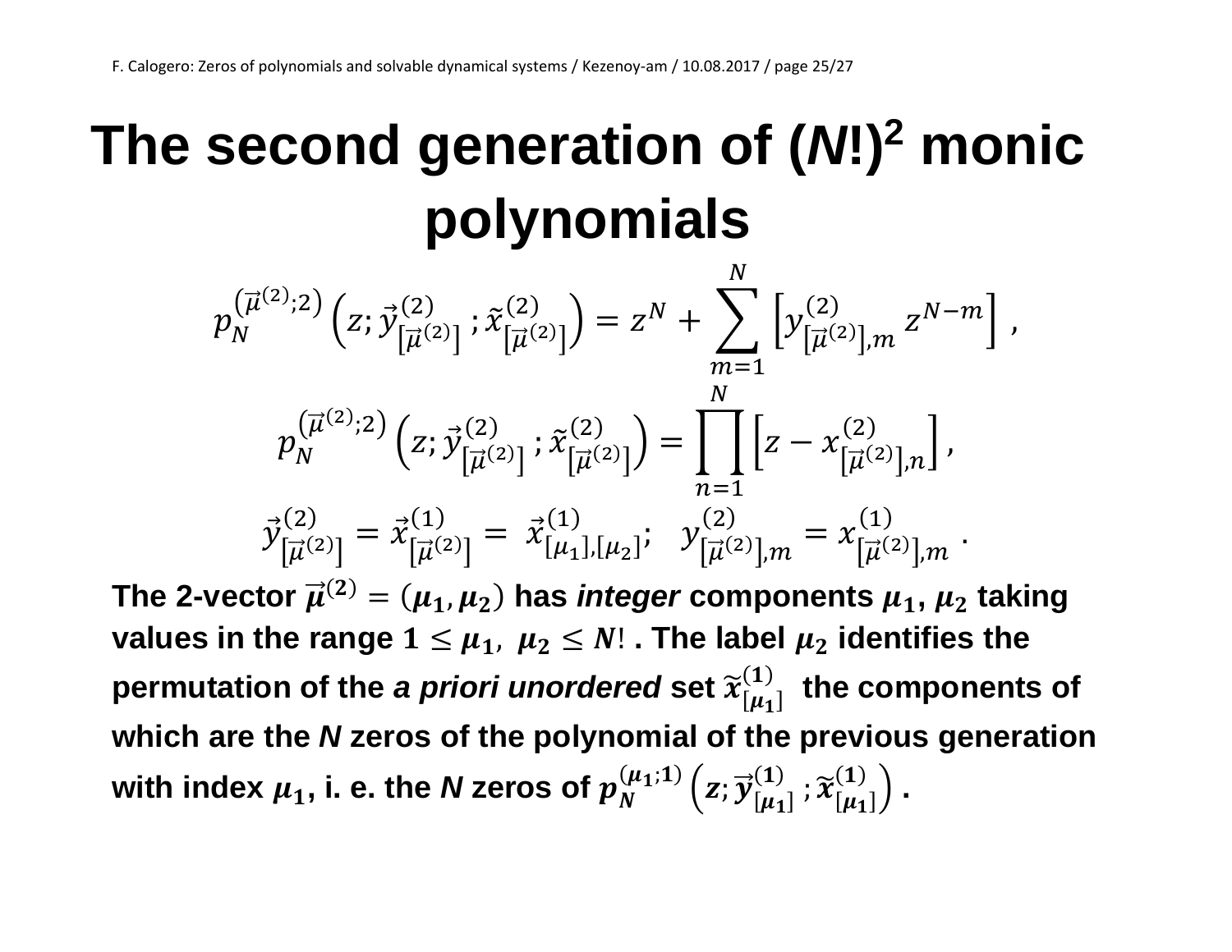# The second generation of $(N!)^2$ monic polynomials

$$p_N^{\left(\vec{\mu}^{(2)};2\right)}\left(z;\vec{y}^{(2)}_{\left[\vec{\mu}^{(2)}\right]};\tilde{x}^{(2)}_{\left[\vec{\mu}^{(2)}\right]}\right)=z^N+\sum_{m=1}^{N}\left[y^{(2)}_{\left[\vec{\mu}^{(2)}\right],m}\,z^{N-m}\right],$$

$$p_N^{\left(\vec{\mu}^{(2)};2\right)}\left(z;\vec{y}^{(2)}_{\left[\vec{\mu}^{(2)}\right]};\tilde{x}^{(2)}_{\left[\vec{\mu}^{(2)}\right]}\right)=\prod_{n=1}^{N}\left[z-x^{(2)}_{\left[\vec{\mu}^{(2)}\right],n}\right],$$

$$\vec{y}^{(2)}_{\left[\vec{\mu}^{(2)}\right]}=\vec{x}^{(1)}_{\left[\vec{\mu}^{(2)}\right]}=\vec{x}^{(1)}_{[\mu_1],[\mu_2]};\quad y^{(2)}_{\left[\vec{\mu}^{(2)}\right],m}=x^{(1)}_{\left[\vec{\mu}^{(2)}\right],m}.$$

**The 2-vector $\vec{\mu}^{(2)}=(\mu_1,\mu_2)$ has *integer* components $\mu_1$, $\mu_2$ taking values in the range $1\le\mu_1,\ \mu_2\le N!$ . The label $\mu_2$ identifies the permutation of the *a priori unordered* set $\tilde{x}^{(1)}_{[\mu_1]}$ the components of which are the *N* zeros of the polynomial of the previous generation with index $\mu_1$, i. e. the *N* zeros of $p_N^{(\mu_1;1)}\left(z;\vec{y}^{(1)}_{[\mu_1]};\tilde{x}^{(1)}_{[\mu_1]}\right)$ .**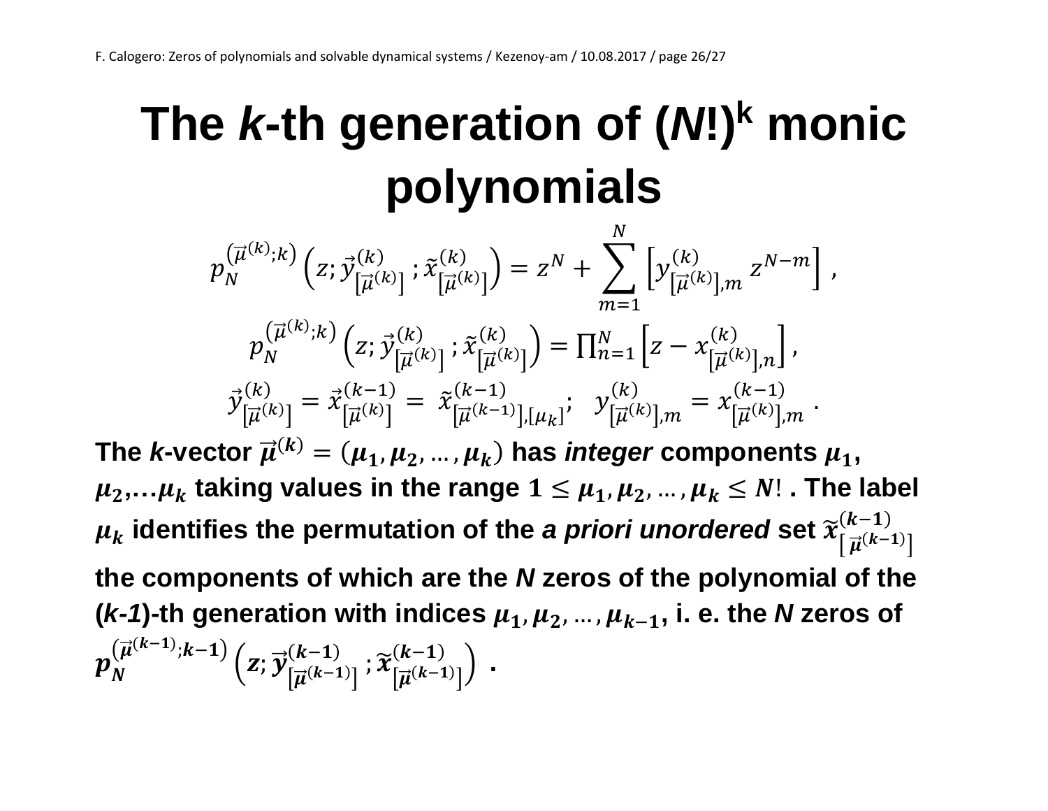# The *k*-th generation of $(N!)^k$ monic polynomials

$$p_N^{(\vec{\mu}^{(k)};k)}\left(z;\vec{y}^{(k)}_{[\vec{\mu}^{(k)}]};\tilde{x}^{(k)}_{[\vec{\mu}^{(k)}]}\right)=z^N+\sum_{m=1}^{N}\left[y^{(k)}_{[\vec{\mu}^{(k)}],m}\,z^{N-m}\right],$$

$$p_N^{(\vec{\mu}^{(k)};k)}\left(z;\vec{y}^{(k)}_{[\vec{\mu}^{(k)}]};\tilde{x}^{(k)}_{[\vec{\mu}^{(k)}]}\right)=\prod_{n=1}^{N}\left[z-x^{(k)}_{[\vec{\mu}^{(k)}],n}\right],$$

$$\vec{y}^{(k)}_{[\vec{\mu}^{(k)}]}=\vec{x}^{(k-1)}_{[\vec{\mu}^{(k)}]}=\tilde{x}^{(k-1)}_{[\vec{\mu}^{(k-1)}],[\mu_k]};\quad y^{(k)}_{[\vec{\mu}^{(k)}],m}=x^{(k-1)}_{[\vec{\mu}^{(k)}],m}.$$

**The *k*-vector $\vec{\mu}^{(k)}=(\mu_1,\mu_2,\dots,\mu_k)$ has *integer* components $\mu_1$, $\mu_2$,…$\mu_k$ taking values in the range $1\le\mu_1,\mu_2,\dots,\mu_k\le N!$ . The label $\mu_k$ identifies the permutation of the *a priori unordered* set $\tilde{x}^{(k-1)}_{[\vec{\mu}^{(k-1)}]}$ the components of which are the *N* zeros of the polynomial of the (*k-1*)-th generation with indices $\mu_1,\mu_2,\dots,\mu_{k-1}$, i. e. the *N* zeros of $p_N^{(\vec{\mu}^{(k-1)};k-1)}\left(z;\vec{y}^{(k-1)}_{[\vec{\mu}^{(k-1)}]};\tilde{x}^{(k-1)}_{[\vec{\mu}^{(k-1)}]}\right)$ .**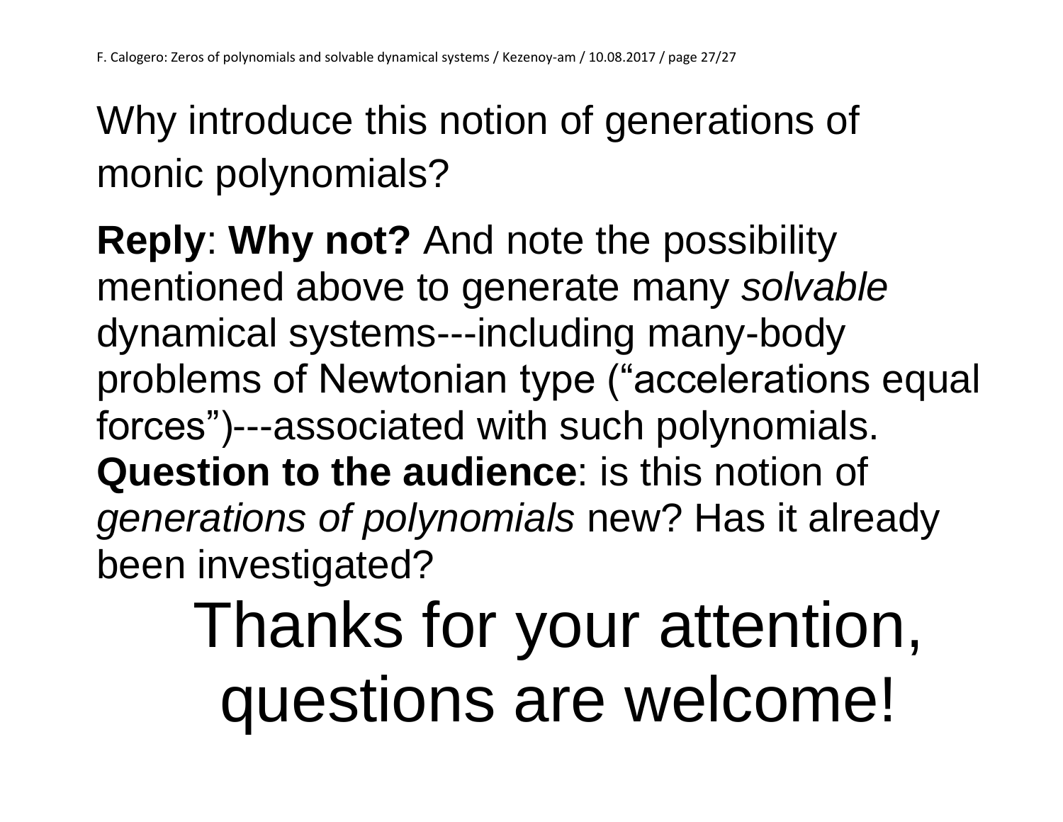## Why introduce this notion of generations of monic polynomials?

**Reply**: **Why not?** And note the possibility mentioned above to generate many *solvable* dynamical systems---including many-body problems of Newtonian type (“accelerations equal forces”)---associated with such polynomials. **Question to the audience**: is this notion of *generations of polynomials* new? Has it already been investigated?

# Thanks for your attention, questions are welcome!